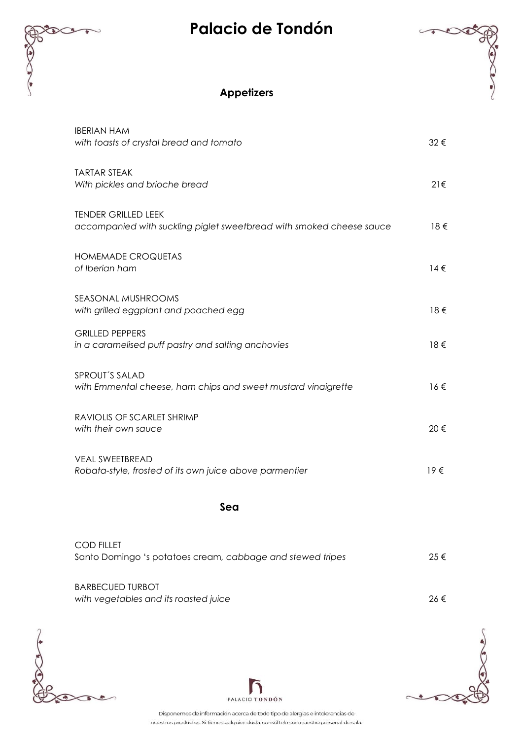# Palacio de Tondón

## Appetizers

IBERIAN HAM
*with toasts of crystal bread and tomato* — 32 €

TARTAR STEAK
*With pickles and brioche bread* — 21€

TENDER GRILLED LEEK
*accompanied with suckling piglet sweetbread with smoked cheese sauce* — 18 €

HOMEMADE CROQUETAS
*of Iberian ham* — 14 €

SEASONAL MUSHROOMS
*with grilled eggplant and poached egg* — 18 €

GRILLED PEPPERS
*in a caramelised puff pastry and salting anchovies* — 18 €

SPROUT´S SALAD
*with Emmental cheese, ham chips and sweet mustard vinaigrette* — 16 €

RAVIOLIS OF SCARLET SHRIMP
*with their own sauce* — 20 €

VEAL SWEETBREAD
*Robata-style, frosted of its own juice above parmentier* — 19 €

## Sea

COD FILLET
Santo Domingo 's potatoes cream, *cabbage and stewed tripes* — 25 €

BARBECUED TURBOT
*with vegetables and its roasted juice* — 26 €

PALACIO TONDÓN

Disponemos de información acerca de todo tipo de alergias e intolerancias de nuestros productos. Si tiene cualquier duda, consúltelo con nuestro personal de sala.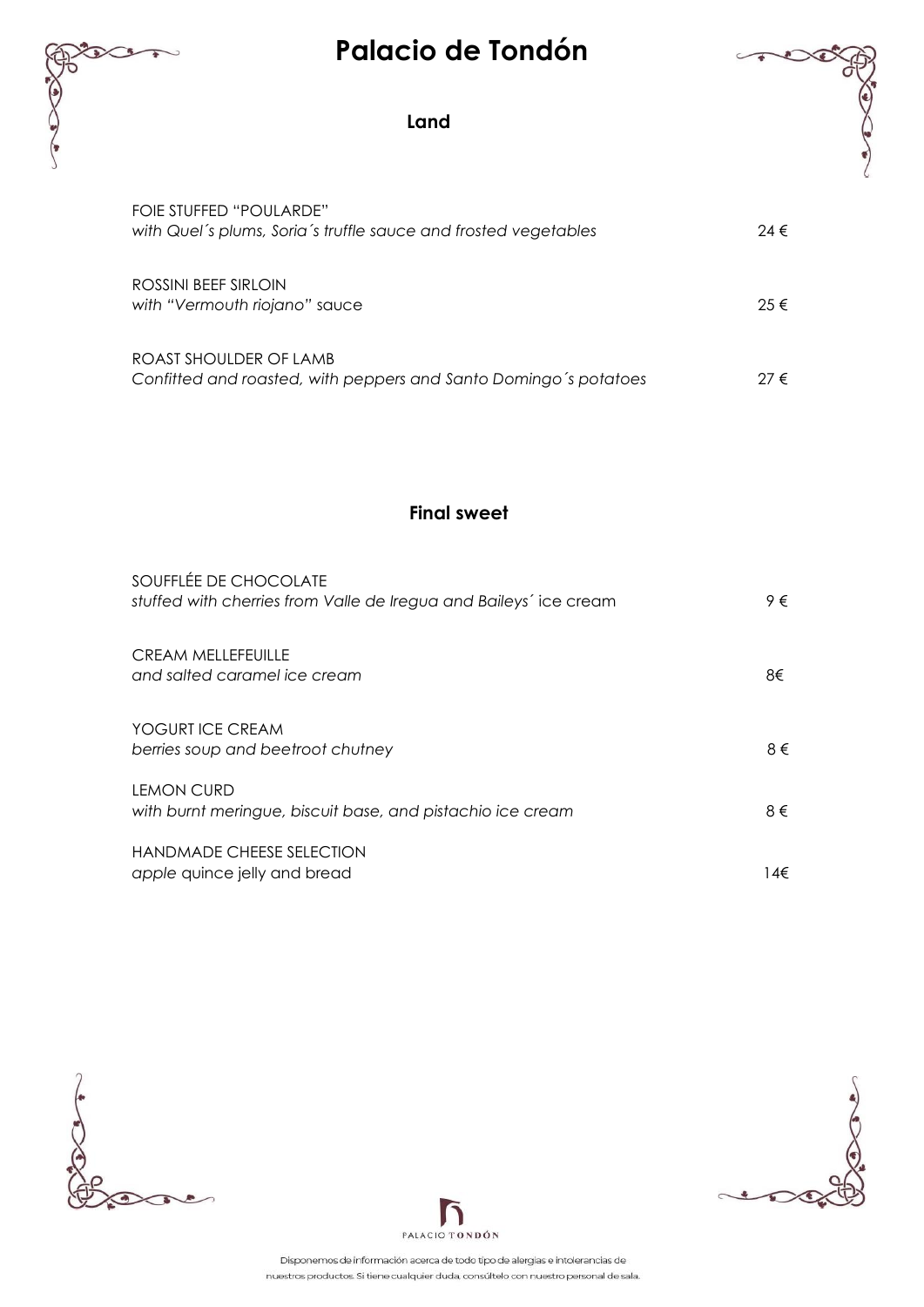# Palacio de Tondón

## Land

FOIE STUFFED "POULARDE"
*with Quel´s plums, Soria´s truffle sauce and frosted vegetables* — 24 €

ROSSINI BEEF SIRLOIN
*with "Vermouth riojano" sauce* — 25 €

ROAST SHOULDER OF LAMB
*Confitted and roasted, with peppers and Santo Domingo´s potatoes* — 27 €

## Final sweet

SOUFFLÉE DE CHOCOLATE
*stuffed with cherries from Valle de Iregua and Baileys´* ice cream — 9 €

CREAM MELLEFEUILLE
*and salted caramel ice cream* — 8€

YOGURT ICE CREAM
*berries soup and beetroot chutney* — 8 €

LEMON CURD
*with burnt meringue, biscuit base, and pistachio ice cream* — 8 €

HANDMADE CHEESE SELECTION
*apple* quince jelly and bread — 14€

PALACIO TONDÓN

Disponemos de información acerca de todo tipo de alergias e intolerancias de nuestros productos. Si tiene cualquier duda, consúltelo con nuestro personal de sala.